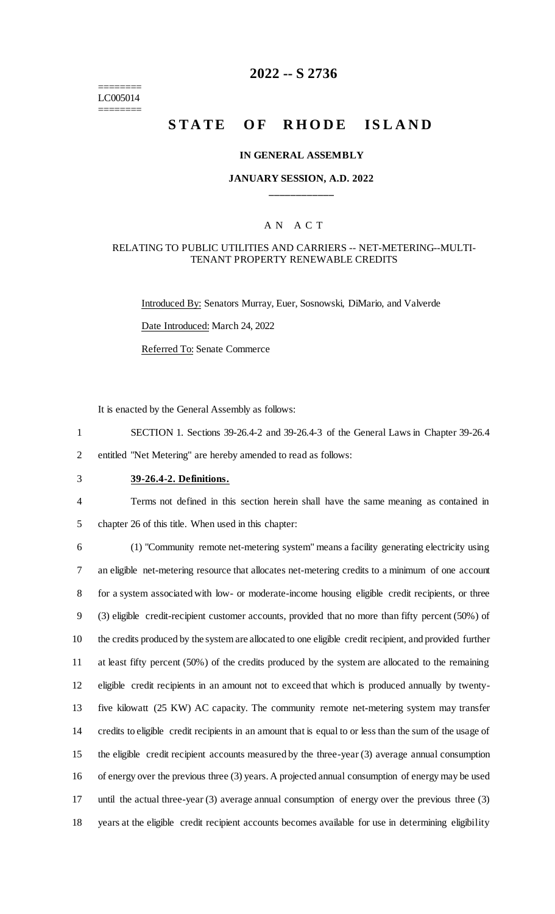========
LC005014
========

# 2022 -- S 2736

# STATE OF RHODE ISLAND

**IN GENERAL ASSEMBLY**

**JANUARY SESSION, A.D. 2022**

---

A N A C T

RELATING TO PUBLIC UTILITIES AND CARRIERS -- NET-METERING--MULTI-TENANT PROPERTY RENEWABLE CREDITS

Introduced By: Senators Murray, Euer, Sosnowski, DiMario, and Valverde

Date Introduced: March 24, 2022

Referred To: Senate Commerce

It is enacted by the General Assembly as follows:

SECTION 1. Sections 39-26.4-2 and 39-26.4-3 of the General Laws in Chapter 39-26.4 entitled "Net Metering" are hereby amended to read as follows:

**39-26.4-2. Definitions.**

Terms not defined in this section herein shall have the same meaning as contained in chapter 26 of this title. When used in this chapter:

(1) "Community remote net-metering system" means a facility generating electricity using an eligible net-metering resource that allocates net-metering credits to a minimum of one account for a system associated with low- or moderate-income housing eligible credit recipients, or three (3) eligible credit-recipient customer accounts, provided that no more than fifty percent (50%) of the credits produced by the system are allocated to one eligible credit recipient, and provided further at least fifty percent (50%) of the credits produced by the system are allocated to the remaining eligible credit recipients in an amount not to exceed that which is produced annually by twenty-five kilowatt (25 KW) AC capacity. The community remote net-metering system may transfer credits to eligible credit recipients in an amount that is equal to or less than the sum of the usage of the eligible credit recipient accounts measured by the three-year (3) average annual consumption of energy over the previous three (3) years. A projected annual consumption of energy may be used until the actual three-year (3) average annual consumption of energy over the previous three (3) years at the eligible credit recipient accounts becomes available for use in determining eligibility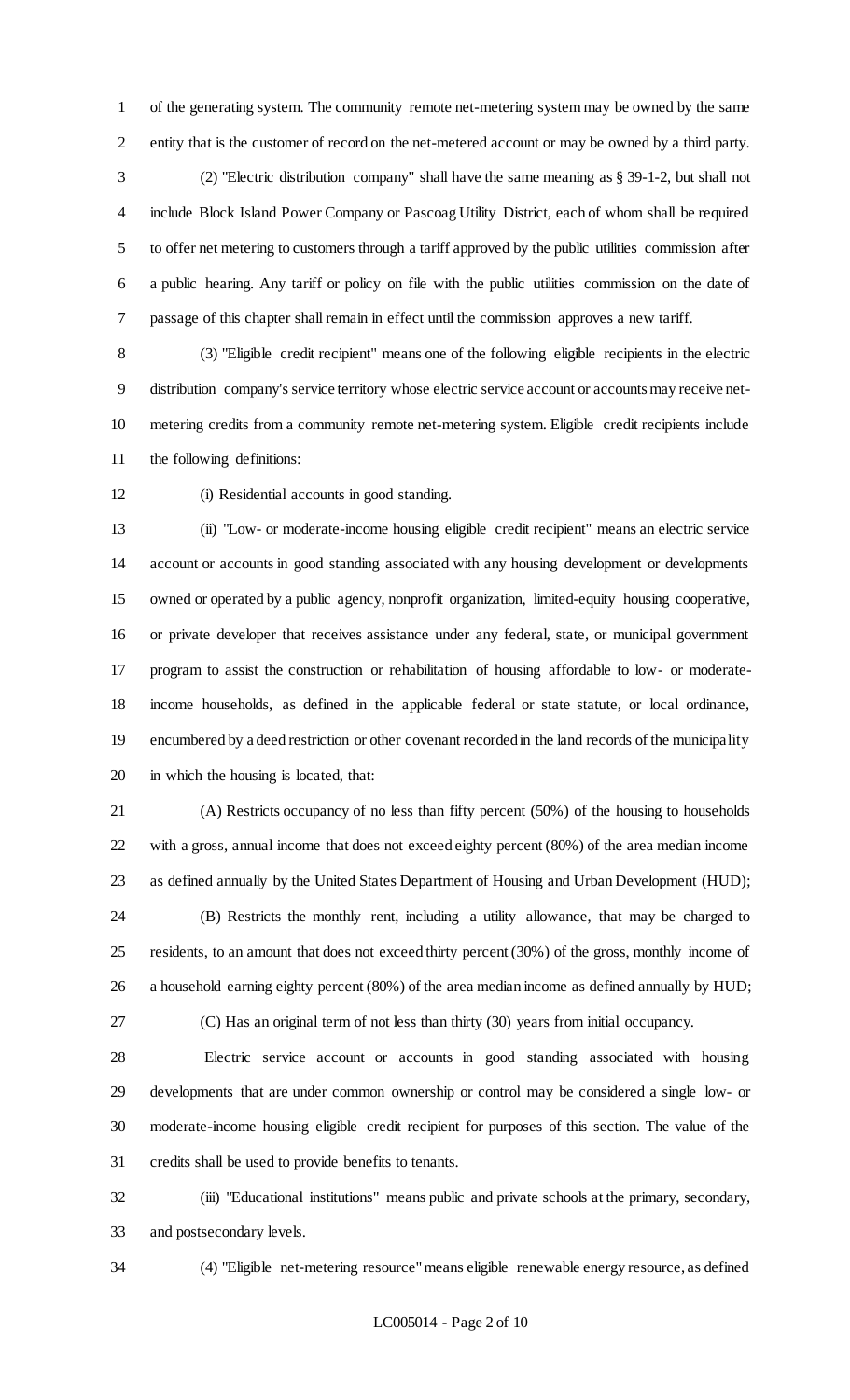of the generating system. The community remote net-metering system may be owned by the same entity that is the customer of record on the net-metered account or may be owned by a third party.

(2) "Electric distribution company" shall have the same meaning as § 39-1-2, but shall not include Block Island Power Company or Pascoag Utility District, each of whom shall be required to offer net metering to customers through a tariff approved by the public utilities commission after a public hearing. Any tariff or policy on file with the public utilities commission on the date of passage of this chapter shall remain in effect until the commission approves a new tariff.

(3) "Eligible credit recipient" means one of the following eligible recipients in the electric distribution company's service territory whose electric service account or accounts may receive net-metering credits from a community remote net-metering system. Eligible credit recipients include the following definitions:

(i) Residential accounts in good standing.

(ii) "Low- or moderate-income housing eligible credit recipient" means an electric service account or accounts in good standing associated with any housing development or developments owned or operated by a public agency, nonprofit organization, limited-equity housing cooperative, or private developer that receives assistance under any federal, state, or municipal government program to assist the construction or rehabilitation of housing affordable to low- or moderate-income households, as defined in the applicable federal or state statute, or local ordinance, encumbered by a deed restriction or other covenant recorded in the land records of the municipality in which the housing is located, that:

(A) Restricts occupancy of no less than fifty percent (50%) of the housing to households with a gross, annual income that does not exceed eighty percent (80%) of the area median income as defined annually by the United States Department of Housing and Urban Development (HUD);

(B) Restricts the monthly rent, including a utility allowance, that may be charged to residents, to an amount that does not exceed thirty percent (30%) of the gross, monthly income of a household earning eighty percent (80%) of the area median income as defined annually by HUD;

(C) Has an original term of not less than thirty (30) years from initial occupancy.

Electric service account or accounts in good standing associated with housing developments that are under common ownership or control may be considered a single low- or moderate-income housing eligible credit recipient for purposes of this section. The value of the credits shall be used to provide benefits to tenants.

(iii) "Educational institutions" means public and private schools at the primary, secondary, and postsecondary levels.

(4) "Eligible net-metering resource" means eligible renewable energy resource, as defined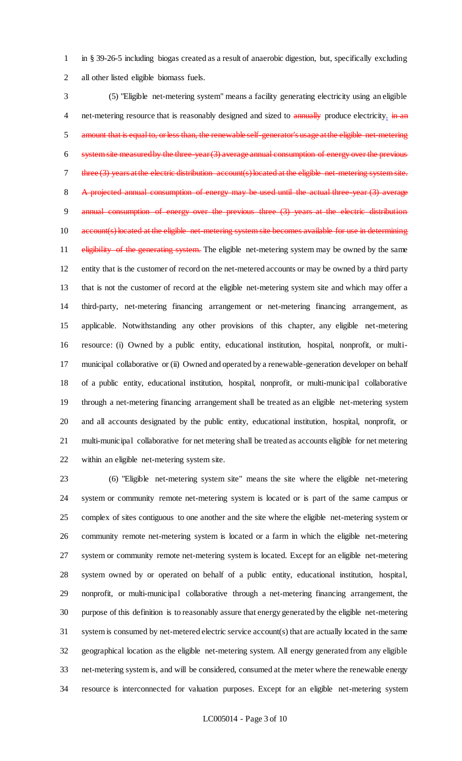in § 39-26-5 including biogas created as a result of anaerobic digestion, but, specifically excluding all other listed eligible biomass fuels.

(5) "Eligible net-metering system" means a facility generating electricity using an eligible net-metering resource that is reasonably designed and sized to ~~annually~~ produce electricity. ~~in an amount that is equal to, or less than, the renewable self-generator's usage at the eligible net-metering system site measured by the three-year (3) average annual consumption of energy over the previous three (3) years at the electric distribution account(s) located at the eligible net-metering system site. A projected annual consumption of energy may be used until the actual three-year (3) average annual consumption of energy over the previous three (3) years at the electric distribution account(s) located at the eligible net-metering system site becomes available for use in determining eligibility of the generating system.~~ The eligible net-metering system may be owned by the same entity that is the customer of record on the net-metered accounts or may be owned by a third party that is not the customer of record at the eligible net-metering system site and which may offer a third-party, net-metering financing arrangement or net-metering financing arrangement, as applicable. Notwithstanding any other provisions of this chapter, any eligible net-metering resource: (i) Owned by a public entity, educational institution, hospital, nonprofit, or multi-municipal collaborative or (ii) Owned and operated by a renewable-generation developer on behalf of a public entity, educational institution, hospital, nonprofit, or multi-municipal collaborative through a net-metering financing arrangement shall be treated as an eligible net-metering system and all accounts designated by the public entity, educational institution, hospital, nonprofit, or multi-municipal collaborative for net metering shall be treated as accounts eligible for net metering within an eligible net-metering system site.

(6) "Eligible net-metering system site" means the site where the eligible net-metering system or community remote net-metering system is located or is part of the same campus or complex of sites contiguous to one another and the site where the eligible net-metering system or community remote net-metering system is located or a farm in which the eligible net-metering system or community remote net-metering system is located. Except for an eligible net-metering system owned by or operated on behalf of a public entity, educational institution, hospital, nonprofit, or multi-municipal collaborative through a net-metering financing arrangement, the purpose of this definition is to reasonably assure that energy generated by the eligible net-metering system is consumed by net-metered electric service account(s) that are actually located in the same geographical location as the eligible net-metering system. All energy generated from any eligible net-metering system is, and will be considered, consumed at the meter where the renewable energy resource is interconnected for valuation purposes. Except for an eligible net-metering system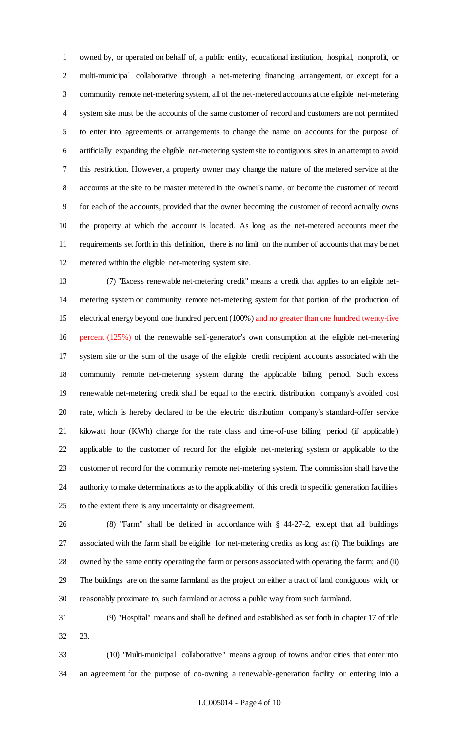owned by, or operated on behalf of, a public entity, educational institution, hospital, nonprofit, or multi-municipal collaborative through a net-metering financing arrangement, or except for a community remote net-metering system, all of the net-metered accounts at the eligible net-metering system site must be the accounts of the same customer of record and customers are not permitted to enter into agreements or arrangements to change the name on accounts for the purpose of artificially expanding the eligible net-metering system site to contiguous sites in an attempt to avoid this restriction. However, a property owner may change the nature of the metered service at the accounts at the site to be master metered in the owner's name, or become the customer of record for each of the accounts, provided that the owner becoming the customer of record actually owns the property at which the account is located. As long as the net-metered accounts meet the requirements set forth in this definition, there is no limit on the number of accounts that may be net metered within the eligible net-metering system site.

(7) "Excess renewable net-metering credit" means a credit that applies to an eligible net-metering system or community remote net-metering system for that portion of the production of electrical energy beyond one hundred percent (100%) ~~and no greater than one hundred twenty-five percent (125%)~~ of the renewable self-generator's own consumption at the eligible net-metering system site or the sum of the usage of the eligible credit recipient accounts associated with the community remote net-metering system during the applicable billing period. Such excess renewable net-metering credit shall be equal to the electric distribution company's avoided cost rate, which is hereby declared to be the electric distribution company's standard-offer service kilowatt hour (KWh) charge for the rate class and time-of-use billing period (if applicable) applicable to the customer of record for the eligible net-metering system or applicable to the customer of record for the community remote net-metering system. The commission shall have the authority to make determinations as to the applicability of this credit to specific generation facilities to the extent there is any uncertainty or disagreement.

(8) "Farm" shall be defined in accordance with § 44-27-2, except that all buildings associated with the farm shall be eligible for net-metering credits as long as: (i) The buildings are owned by the same entity operating the farm or persons associated with operating the farm; and (ii) The buildings are on the same farmland as the project on either a tract of land contiguous with, or reasonably proximate to, such farmland or across a public way from such farmland.

(9) "Hospital" means and shall be defined and established as set forth in chapter 17 of title 23.

(10) "Multi-municipal collaborative" means a group of towns and/or cities that enter into an agreement for the purpose of co-owning a renewable-generation facility or entering into a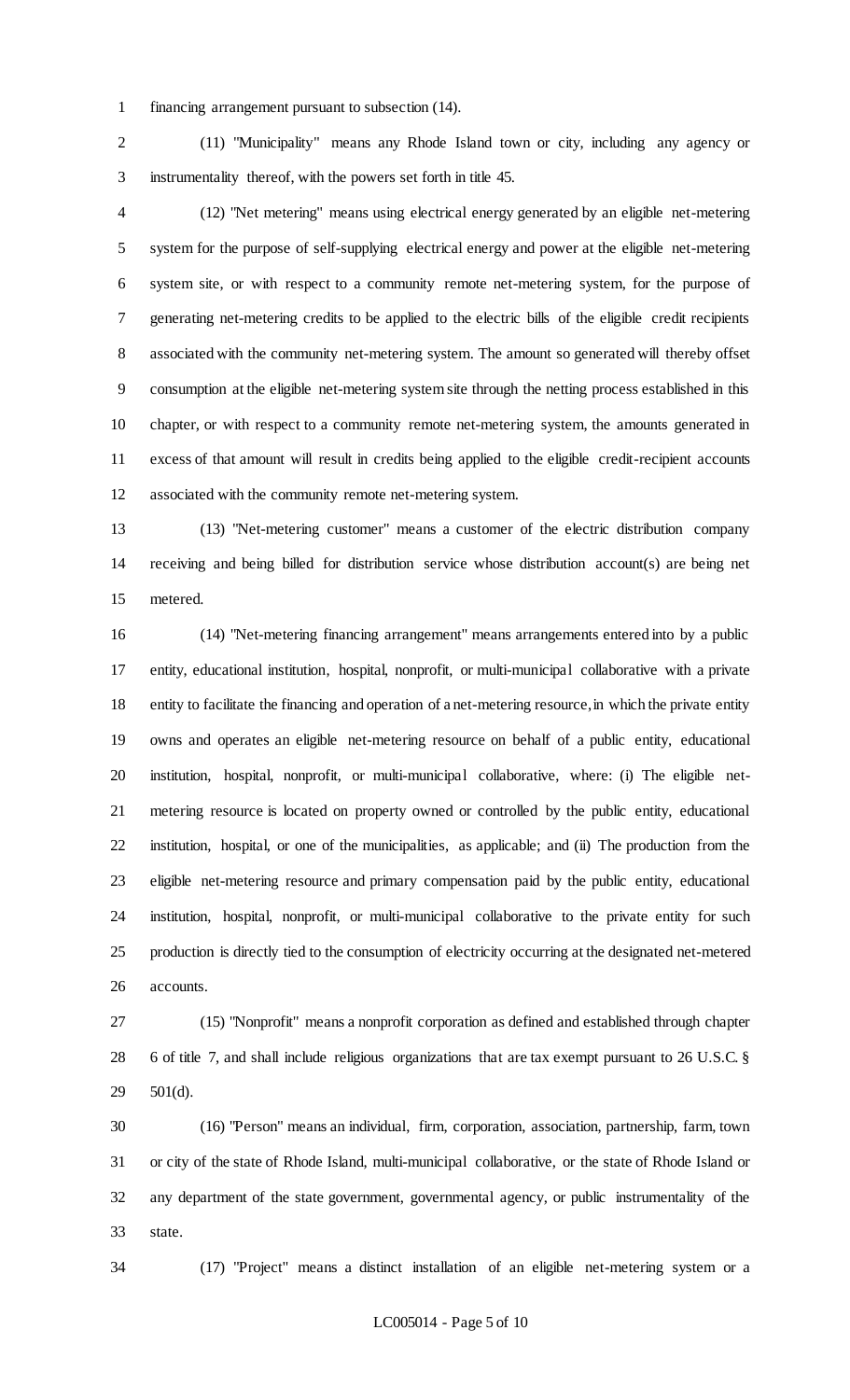financing arrangement pursuant to subsection (14).

(11) "Municipality" means any Rhode Island town or city, including any agency or instrumentality thereof, with the powers set forth in title 45.

(12) "Net metering" means using electrical energy generated by an eligible net-metering system for the purpose of self-supplying electrical energy and power at the eligible net-metering system site, or with respect to a community remote net-metering system, for the purpose of generating net-metering credits to be applied to the electric bills of the eligible credit recipients associated with the community net-metering system. The amount so generated will thereby offset consumption at the eligible net-metering system site through the netting process established in this chapter, or with respect to a community remote net-metering system, the amounts generated in excess of that amount will result in credits being applied to the eligible credit-recipient accounts associated with the community remote net-metering system.

(13) "Net-metering customer" means a customer of the electric distribution company receiving and being billed for distribution service whose distribution account(s) are being net metered.

(14) "Net-metering financing arrangement" means arrangements entered into by a public entity, educational institution, hospital, nonprofit, or multi-municipal collaborative with a private entity to facilitate the financing and operation of a net-metering resource, in which the private entity owns and operates an eligible net-metering resource on behalf of a public entity, educational institution, hospital, nonprofit, or multi-municipal collaborative, where: (i) The eligible net-metering resource is located on property owned or controlled by the public entity, educational institution, hospital, or one of the municipalities, as applicable; and (ii) The production from the eligible net-metering resource and primary compensation paid by the public entity, educational institution, hospital, nonprofit, or multi-municipal collaborative to the private entity for such production is directly tied to the consumption of electricity occurring at the designated net-metered accounts.

(15) "Nonprofit" means a nonprofit corporation as defined and established through chapter 6 of title 7, and shall include religious organizations that are tax exempt pursuant to 26 U.S.C. § 501(d).

(16) "Person" means an individual, firm, corporation, association, partnership, farm, town or city of the state of Rhode Island, multi-municipal collaborative, or the state of Rhode Island or any department of the state government, governmental agency, or public instrumentality of the state.

(17) "Project" means a distinct installation of an eligible net-metering system or a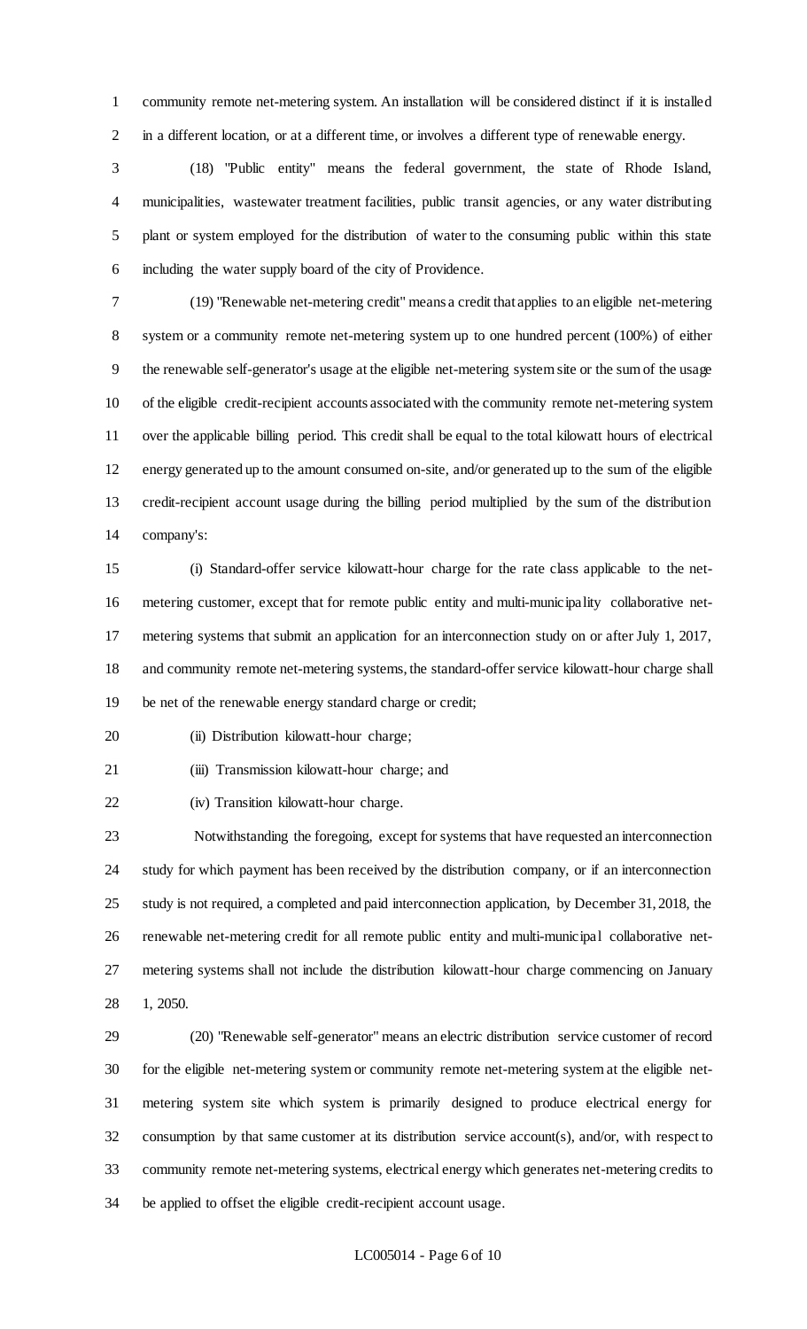community remote net-metering system. An installation will be considered distinct if it is installed in a different location, or at a different time, or involves a different type of renewable energy.

(18) "Public entity" means the federal government, the state of Rhode Island, municipalities, wastewater treatment facilities, public transit agencies, or any water distributing plant or system employed for the distribution of water to the consuming public within this state including the water supply board of the city of Providence.

(19) "Renewable net-metering credit" means a credit that applies to an eligible net-metering system or a community remote net-metering system up to one hundred percent (100%) of either the renewable self-generator's usage at the eligible net-metering system site or the sum of the usage of the eligible credit-recipient accounts associated with the community remote net-metering system over the applicable billing period. This credit shall be equal to the total kilowatt hours of electrical energy generated up to the amount consumed on-site, and/or generated up to the sum of the eligible credit-recipient account usage during the billing period multiplied by the sum of the distribution company's:

(i) Standard-offer service kilowatt-hour charge for the rate class applicable to the net-metering customer, except that for remote public entity and multi-municipality collaborative net-metering systems that submit an application for an interconnection study on or after July 1, 2017, and community remote net-metering systems, the standard-offer service kilowatt-hour charge shall be net of the renewable energy standard charge or credit;

(ii) Distribution kilowatt-hour charge;

(iii) Transmission kilowatt-hour charge; and

(iv) Transition kilowatt-hour charge.

Notwithstanding the foregoing, except for systems that have requested an interconnection study for which payment has been received by the distribution company, or if an interconnection study is not required, a completed and paid interconnection application, by December 31, 2018, the renewable net-metering credit for all remote public entity and multi-municipal collaborative net-metering systems shall not include the distribution kilowatt-hour charge commencing on January 1, 2050.

(20) "Renewable self-generator" means an electric distribution service customer of record for the eligible net-metering system or community remote net-metering system at the eligible net-metering system site which system is primarily designed to produce electrical energy for consumption by that same customer at its distribution service account(s), and/or, with respect to community remote net-metering systems, electrical energy which generates net-metering credits to be applied to offset the eligible credit-recipient account usage.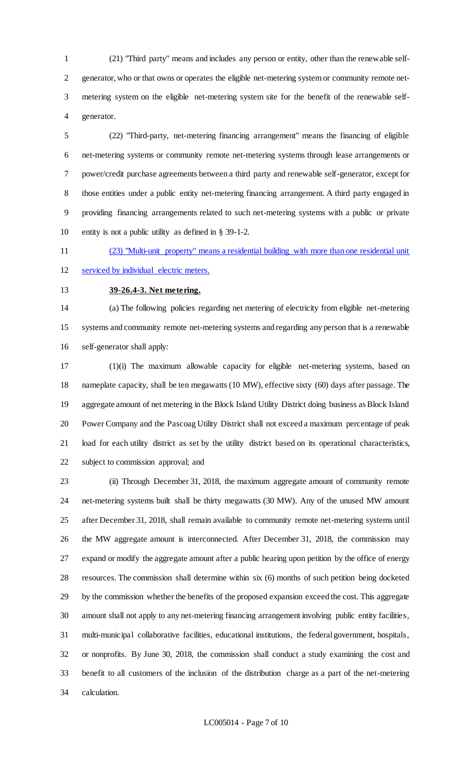(21) "Third party" means and includes any person or entity, other than the renewable self-generator, who or that owns or operates the eligible net-metering system or community remote net-metering system on the eligible net-metering system site for the benefit of the renewable self-generator.

(22) "Third-party, net-metering financing arrangement" means the financing of eligible net-metering systems or community remote net-metering systems through lease arrangements or power/credit purchase agreements between a third party and renewable self-generator, except for those entities under a public entity net-metering financing arrangement. A third party engaged in providing financing arrangements related to such net-metering systems with a public or private entity is not a public utility as defined in § 39-1-2.

<u>(23) "Multi-unit property" means a residential building with more than one residential unit serviced by individual electric meters.</u>

**<u>39-26.4-3. Net metering.</u>**

(a) The following policies regarding net metering of electricity from eligible net-metering systems and community remote net-metering systems and regarding any person that is a renewable self-generator shall apply:

(1)(i) The maximum allowable capacity for eligible net-metering systems, based on nameplate capacity, shall be ten megawatts (10 MW), effective sixty (60) days after passage. The aggregate amount of net metering in the Block Island Utility District doing business as Block Island Power Company and the Pascoag Utility District shall not exceed a maximum percentage of peak load for each utility district as set by the utility district based on its operational characteristics, subject to commission approval; and

(ii) Through December 31, 2018, the maximum aggregate amount of community remote net-metering systems built shall be thirty megawatts (30 MW). Any of the unused MW amount after December 31, 2018, shall remain available to community remote net-metering systems until the MW aggregate amount is interconnected. After December 31, 2018, the commission may expand or modify the aggregate amount after a public hearing upon petition by the office of energy resources. The commission shall determine within six (6) months of such petition being docketed by the commission whether the benefits of the proposed expansion exceed the cost. This aggregate amount shall not apply to any net-metering financing arrangement involving public entity facilities, multi-municipal collaborative facilities, educational institutions, the federal government, hospitals, or nonprofits. By June 30, 2018, the commission shall conduct a study examining the cost and benefit to all customers of the inclusion of the distribution charge as a part of the net-metering calculation.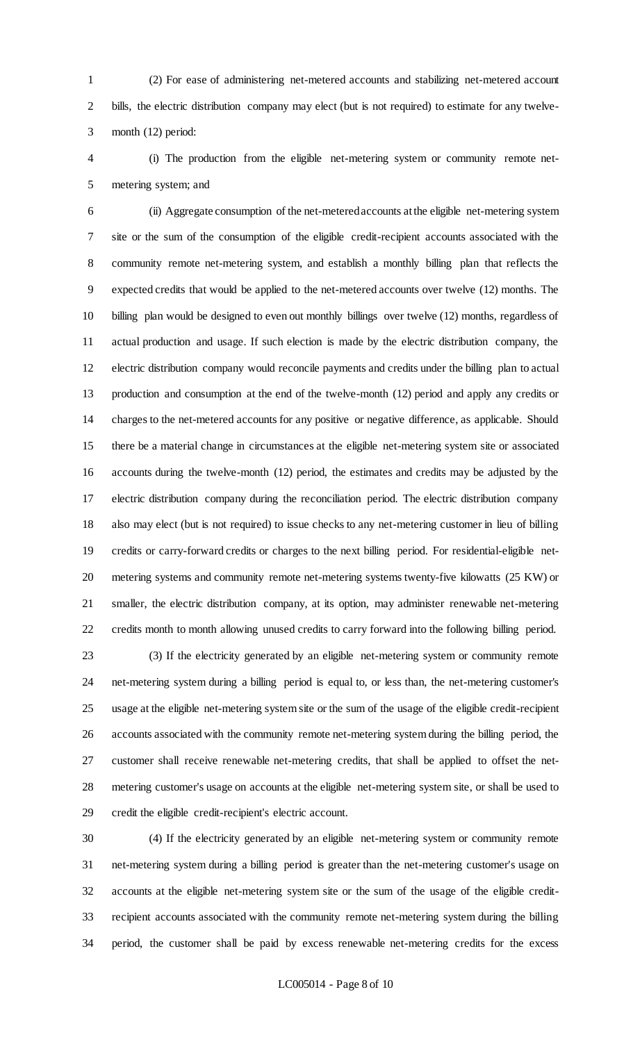(2) For ease of administering net-metered accounts and stabilizing net-metered account bills, the electric distribution company may elect (but is not required) to estimate for any twelve-month (12) period:

(i) The production from the eligible net-metering system or community remote net-metering system; and

(ii) Aggregate consumption of the net-metered accounts at the eligible net-metering system site or the sum of the consumption of the eligible credit-recipient accounts associated with the community remote net-metering system, and establish a monthly billing plan that reflects the expected credits that would be applied to the net-metered accounts over twelve (12) months. The billing plan would be designed to even out monthly billings over twelve (12) months, regardless of actual production and usage. If such election is made by the electric distribution company, the electric distribution company would reconcile payments and credits under the billing plan to actual production and consumption at the end of the twelve-month (12) period and apply any credits or charges to the net-metered accounts for any positive or negative difference, as applicable. Should there be a material change in circumstances at the eligible net-metering system site or associated accounts during the twelve-month (12) period, the estimates and credits may be adjusted by the electric distribution company during the reconciliation period. The electric distribution company also may elect (but is not required) to issue checks to any net-metering customer in lieu of billing credits or carry-forward credits or charges to the next billing period. For residential-eligible net-metering systems and community remote net-metering systems twenty-five kilowatts (25 KW) or smaller, the electric distribution company, at its option, may administer renewable net-metering credits month to month allowing unused credits to carry forward into the following billing period.

(3) If the electricity generated by an eligible net-metering system or community remote net-metering system during a billing period is equal to, or less than, the net-metering customer's usage at the eligible net-metering system site or the sum of the usage of the eligible credit-recipient accounts associated with the community remote net-metering system during the billing period, the customer shall receive renewable net-metering credits, that shall be applied to offset the net-metering customer's usage on accounts at the eligible net-metering system site, or shall be used to credit the eligible credit-recipient's electric account.

(4) If the electricity generated by an eligible net-metering system or community remote net-metering system during a billing period is greater than the net-metering customer's usage on accounts at the eligible net-metering system site or the sum of the usage of the eligible credit-recipient accounts associated with the community remote net-metering system during the billing period, the customer shall be paid by excess renewable net-metering credits for the excess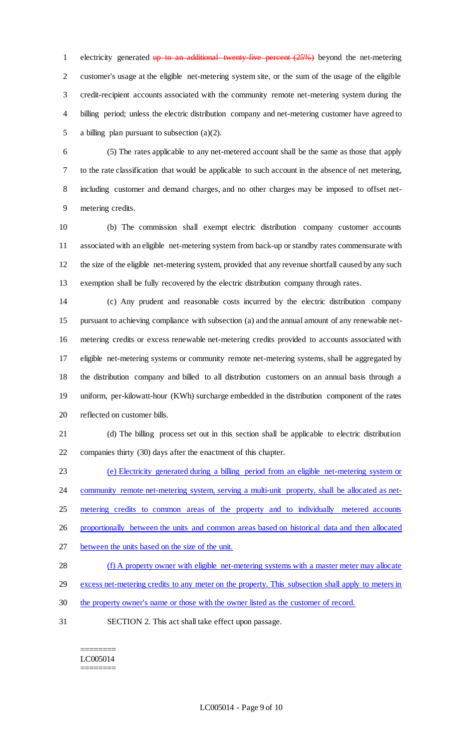electricity generated ~~up to an additional twenty-five percent (25%)~~ beyond the net-metering customer's usage at the eligible net-metering system site, or the sum of the usage of the eligible credit-recipient accounts associated with the community remote net-metering system during the billing period; unless the electric distribution company and net-metering customer have agreed to a billing plan pursuant to subsection (a)(2).

(5) The rates applicable to any net-metered account shall be the same as those that apply to the rate classification that would be applicable to such account in the absence of net metering, including customer and demand charges, and no other charges may be imposed to offset net-metering credits.

(b) The commission shall exempt electric distribution company customer accounts associated with an eligible net-metering system from back-up or standby rates commensurate with the size of the eligible net-metering system, provided that any revenue shortfall caused by any such exemption shall be fully recovered by the electric distribution company through rates.

(c) Any prudent and reasonable costs incurred by the electric distribution company pursuant to achieving compliance with subsection (a) and the annual amount of any renewable net-metering credits or excess renewable net-metering credits provided to accounts associated with eligible net-metering systems or community remote net-metering systems, shall be aggregated by the distribution company and billed to all distribution customers on an annual basis through a uniform, per-kilowatt-hour (KWh) surcharge embedded in the distribution component of the rates reflected on customer bills.

(d) The billing process set out in this section shall be applicable to electric distribution companies thirty (30) days after the enactment of this chapter.

<u>(e) Electricity generated during a billing period from an eligible net-metering system or community remote net-metering system, serving a multi-unit property, shall be allocated as net-metering credits to common areas of the property and to individually metered accounts proportionally between the units and common areas based on historical data and then allocated between the units based on the size of the unit.</u>

<u>(f) A property owner with eligible net-metering systems with a master meter may allocate excess net-metering credits to any meter on the property. This subsection shall apply to meters in the property owner's name or those with the owner listed as the customer of record.</u>

SECTION 2. This act shall take effect upon passage.

========
LC005014
========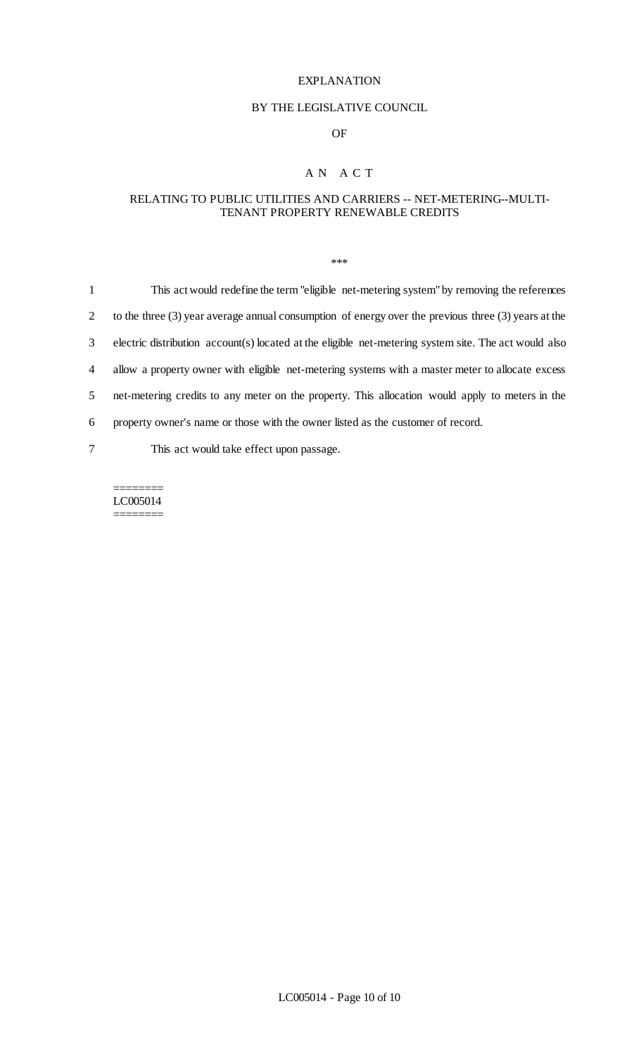EXPLANATION

BY THE LEGISLATIVE COUNCIL

OF

A N A C T

RELATING TO PUBLIC UTILITIES AND CARRIERS -- NET-METERING--MULTI-TENANT PROPERTY RENEWABLE CREDITS

\*\*\*

This act would redefine the term "eligible net-metering system" by removing the references to the three (3) year average annual consumption of energy over the previous three (3) years at the electric distribution account(s) located at the eligible net-metering system site. The act would also allow a property owner with eligible net-metering systems with a master meter to allocate excess net-metering credits to any meter on the property. This allocation would apply to meters in the property owner's name or those with the owner listed as the customer of record.

This act would take effect upon passage.

========
LC005014
========